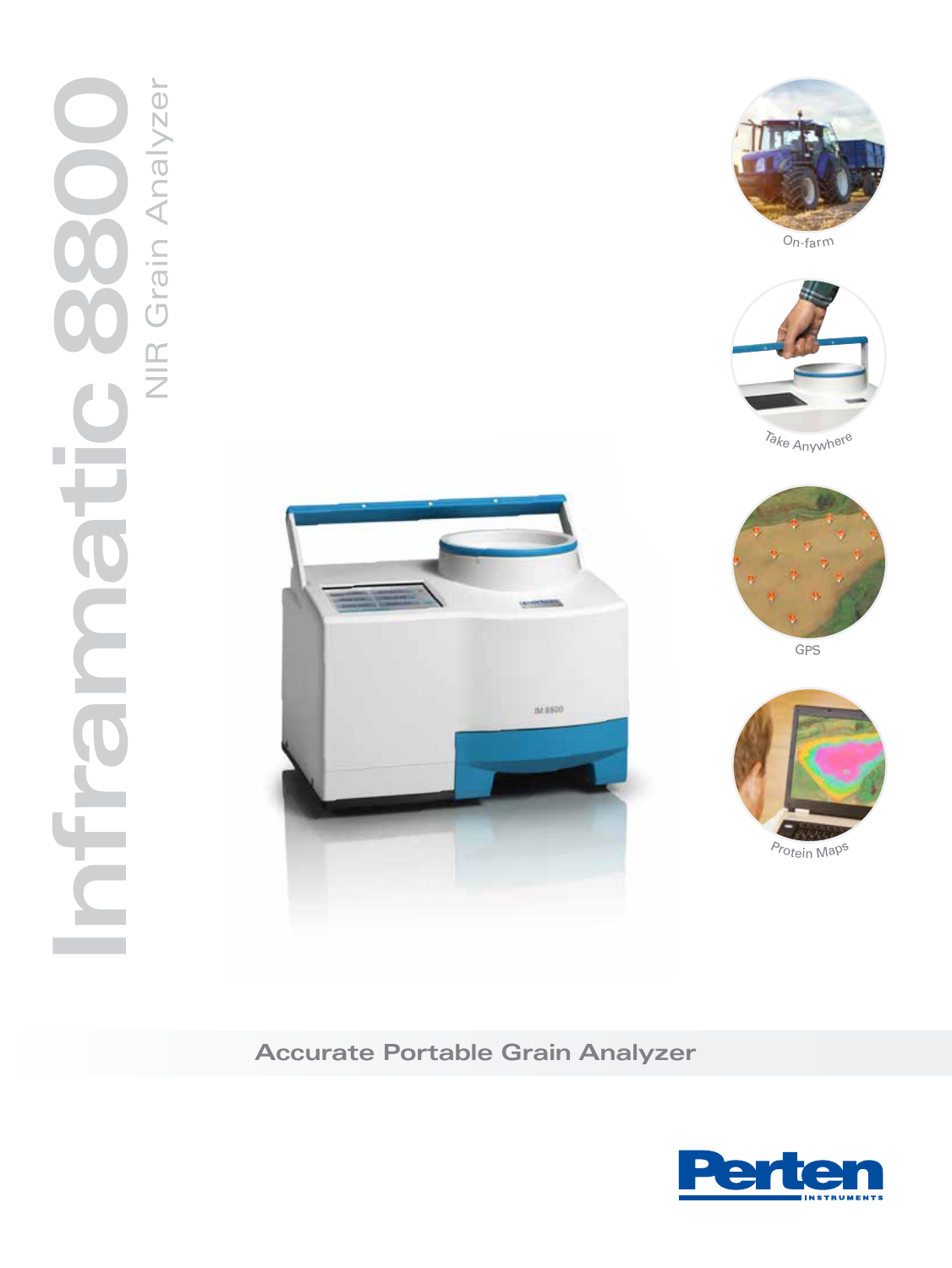# Inframatic 8800

## NIR Grain Analyzer

On-farm

Take Anywhere

GPS

Protein Maps

**Accurate Portable Grain Analyzer**

Perten INSTRUMENTS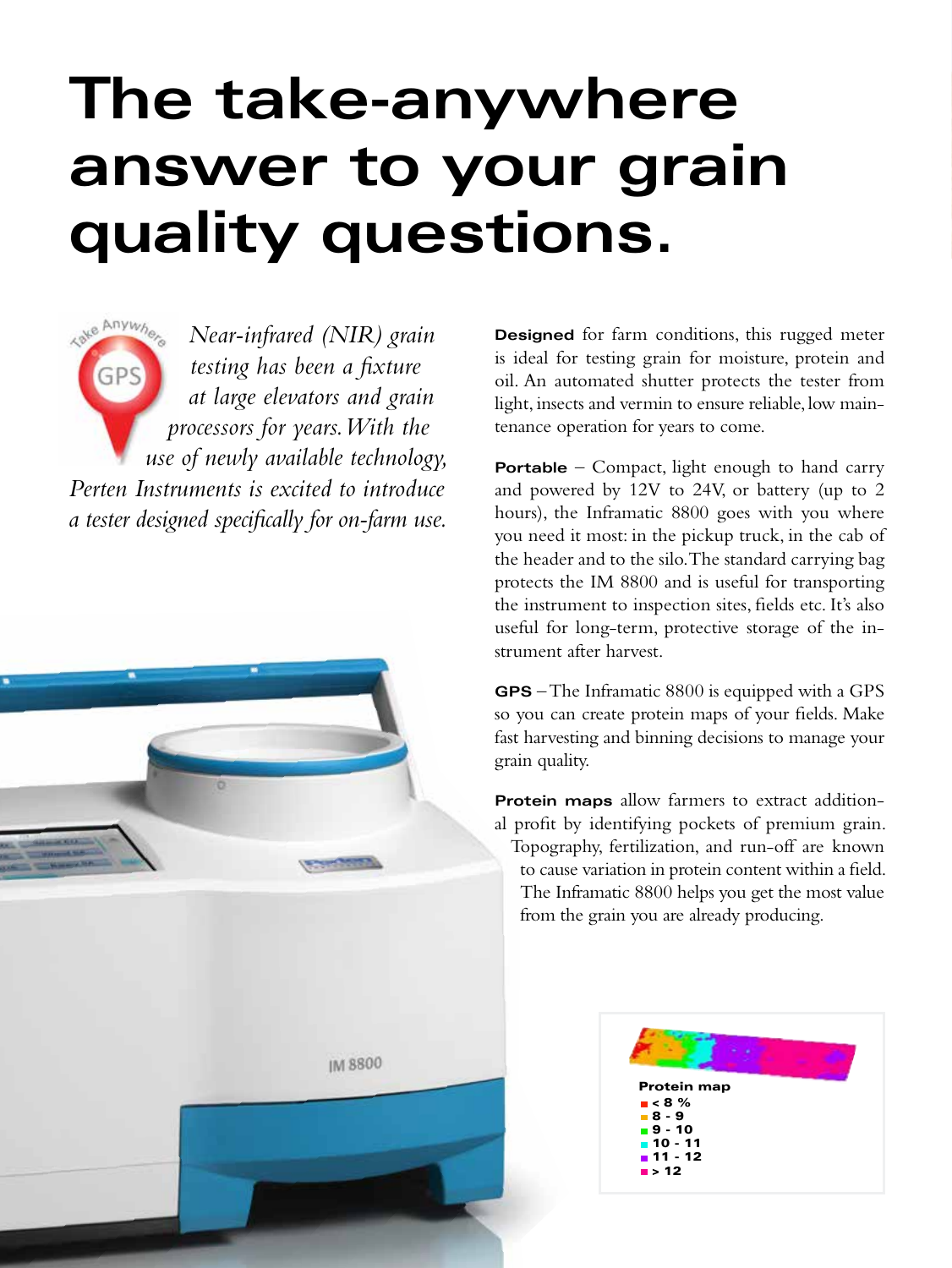# The take-anywhere answer to your grain quality questions.

*Near-infrared (NIR) grain testing has been a fixture at large elevators and grain processors for years. With the use of newly available technology, Perten Instruments is excited to introduce a tester designed specifically for on-farm use.*

**Designed** for farm conditions, this rugged meter is ideal for testing grain for moisture, protein and oil. An automated shutter protects the tester from light, insects and vermin to ensure reliable, low maintenance operation for years to come.

**Portable** – Compact, light enough to hand carry and powered by 12V to 24V, or battery (up to 2 hours), the Inframatic 8800 goes with you where you need it most: in the pickup truck, in the cab of the header and to the silo. The standard carrying bag protects the IM 8800 and is useful for transporting the instrument to inspection sites, fields etc. It's also useful for long-term, protective storage of the instrument after harvest.

**GPS** – The Inframatic 8800 is equipped with a GPS so you can create protein maps of your fields. Make fast harvesting and binning decisions to manage your grain quality.

**Protein maps** allow farmers to extract additional profit by identifying pockets of premium grain. Topography, fertilization, and run-off are known to cause variation in protein content within a field. The Inframatic 8800 helps you get the most value from the grain you are already producing.

**Protein map**

- < 8 %
- 8 - 9
- 9 - 10
- 10 - 11
- 11 - 12
- > 12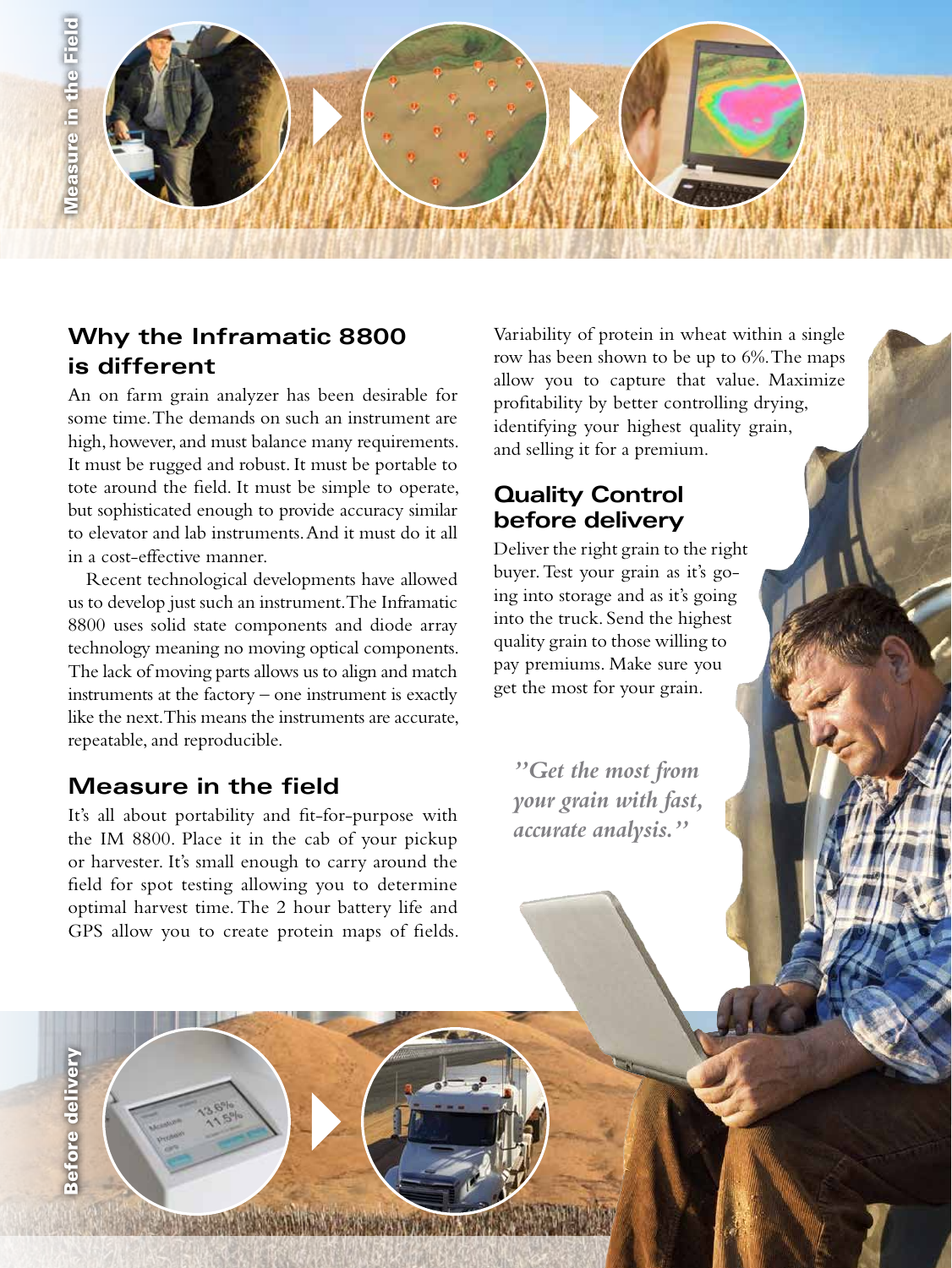Measure in the Field

## Why the Inframatic 8800 is different

An on farm grain analyzer has been desirable for some time. The demands on such an instrument are high, however, and must balance many requirements. It must be rugged and robust. It must be portable to tote around the field. It must be simple to operate, but sophisticated enough to provide accuracy similar to elevator and lab instruments. And it must do it all in a cost-effective manner.

Recent technological developments have allowed us to develop just such an instrument. The Inframatic 8800 uses solid state components and diode array technology meaning no moving optical components. The lack of moving parts allows us to align and match instruments at the factory – one instrument is exactly like the next. This means the instruments are accurate, repeatable, and reproducible.

## Measure in the field

It's all about portability and fit-for-purpose with the IM 8800. Place it in the cab of your pickup or harvester. It's small enough to carry around the field for spot testing allowing you to determine optimal harvest time. The 2 hour battery life and GPS allow you to create protein maps of fields. Variability of protein in wheat within a single row has been shown to be up to 6%. The maps allow you to capture that value. Maximize profitability by better controlling drying, identifying your highest quality grain, and selling it for a premium.

## Quality Control before delivery

Deliver the right grain to the right buyer. Test your grain as it's going into storage and as it's going into the truck. Send the highest quality grain to those willing to pay premiums. Make sure you get the most for your grain.

*"Get the most from your grain with fast, accurate analysis."*

Before delivery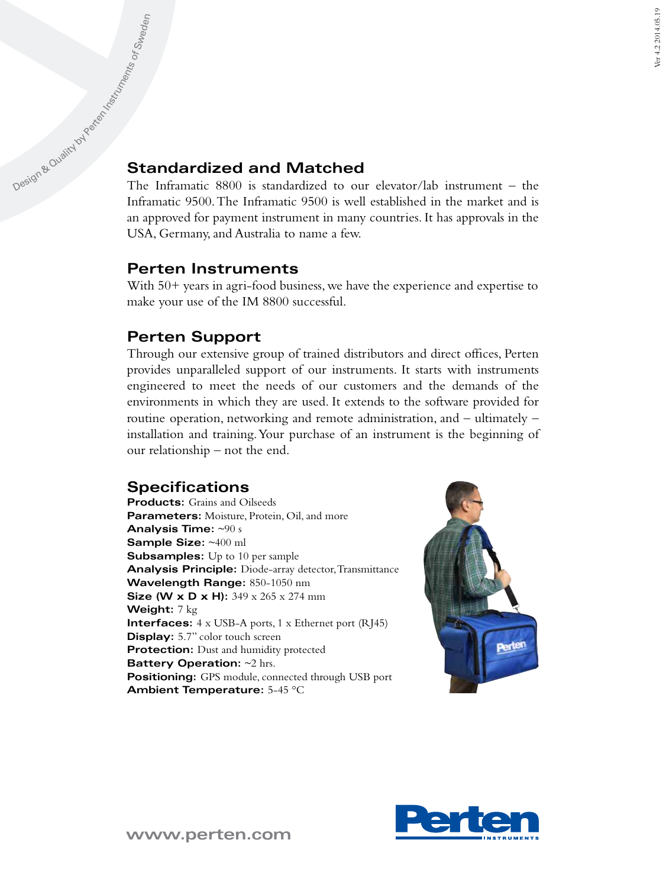## Standardized and Matched

The Inframatic 8800 is standardized to our elevator/lab instrument – the Inframatic 9500. The Inframatic 9500 is well established in the market and is an approved for payment instrument in many countries. It has approvals in the USA, Germany, and Australia to name a few.

## Perten Instruments

With 50+ years in agri-food business, we have the experience and expertise to make your use of the IM 8800 successful.

## Perten Support

Through our extensive group of trained distributors and direct offices, Perten provides unparalleled support of our instruments. It starts with instruments engineered to meet the needs of our customers and the demands of the environments in which they are used. It extends to the software provided for routine operation, networking and remote administration, and – ultimately – installation and training. Your purchase of an instrument is the beginning of our relationship – not the end.

## Specifications

**Products:** Grains and Oilseeds
**Parameters:** Moisture, Protein, Oil, and more
**Analysis Time:** ~90 s
**Sample Size:** ~400 ml
**Subsamples:** Up to 10 per sample
**Analysis Principle:** Diode-array detector, Transmittance
**Wavelength Range:** 850-1050 nm
**Size (W x D x H):** 349 x 265 x 274 mm
**Weight:** 7 kg
**Interfaces:** 4 x USB-A ports, 1 x Ethernet port (RJ45)
**Display:** 5.7" color touch screen
**Protection:** Dust and humidity protected
**Battery Operation:** ~2 hrs.
**Positioning:** GPS module, connected through USB port
**Ambient Temperature:** 5-45 °C

www.perten.com